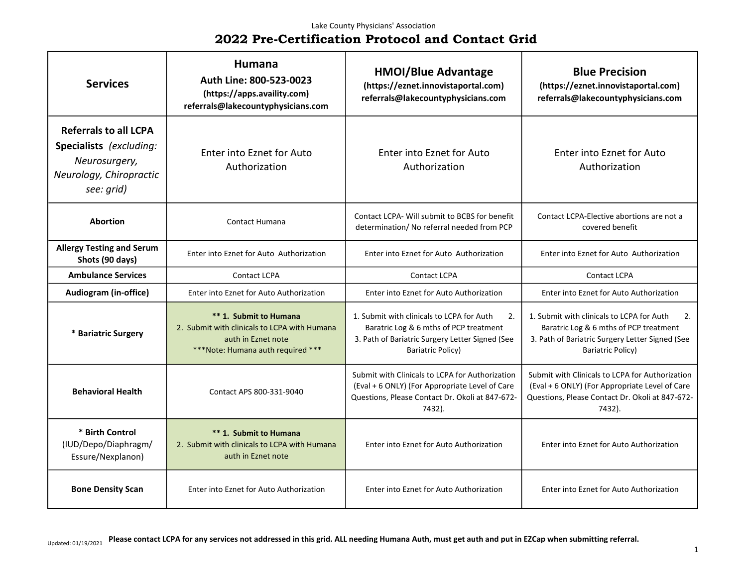Lake County Physicians' Association

# 2022 Pre-Certification Protocol and Contact Grid

| Services | Humana<br>Auth Line: 800-523-0023<br>(https://apps.availity.com)<br>referrals@lakecountyphysicians.com | HMOI/Blue Advantage<br>(https://eznet.innovistaportal.com)<br>referrals@lakecountyphysicians.com | Blue Precision<br>(https://eznet.innovistaportal.com)<br>referrals@lakecountyphysicians.com |
|---|---|---|---|
| **Referrals to all LCPA Specialists** *(excluding: Neurosurgery, Neurology, Chiropractic see: grid)* | Enter into Eznet for Auto Authorization | Enter into Eznet for Auto Authorization | Enter into Eznet for Auto Authorization |
| **Abortion** | Contact Humana | Contact LCPA- Will submit to BCBS for benefit determination/ No referral needed from PCP | Contact LCPA-Elective abortions are not a covered benefit |
| **Allergy Testing and Serum Shots (90 days)** | Enter into Eznet for Auto Authorization | Enter into Eznet for Auto Authorization | Enter into Eznet for Auto Authorization |
| **Ambulance Services** | Contact LCPA | Contact LCPA | Contact LCPA |
| **Audiogram (in-office)** | Enter into Eznet for Auto Authorization | Enter into Eznet for Auto Authorization | Enter into Eznet for Auto Authorization |
| **\* Bariatric Surgery** | **\*\* 1. Submit to Humana**<br>2. Submit with clinicals to LCPA with Humana auth in Eznet note<br>\*\*\*Note: Humana auth required \*\*\* | 1. Submit with clinicals to LCPA for Auth 2. Baratric Log & 6 mths of PCP treatment<br>3. Path of Bariatric Surgery Letter Signed (See Bariatric Policy) | 1. Submit with clinicals to LCPA for Auth 2. Baratric Log & 6 mths of PCP treatment<br>3. Path of Bariatric Surgery Letter Signed (See Bariatric Policy) |
| **Behavioral Health** | Contact APS 800-331-9040 | Submit with Clinicals to LCPA for Authorization (Eval + 6 ONLY) (For Appropriate Level of Care Questions, Please Contact Dr. Okoli at 847-672-7432). | Submit with Clinicals to LCPA for Authorization (Eval + 6 ONLY) (For Appropriate Level of Care Questions, Please Contact Dr. Okoli at 847-672-7432). |
| **\* Birth Control** (IUD/Depo/Diaphragm/ Essure/Nexplanon) | **\*\* 1. Submit to Humana**<br>2. Submit with clinicals to LCPA with Humana auth in Eznet note | Enter into Eznet for Auto Authorization | Enter into Eznet for Auto Authorization |
| **Bone Density Scan** | Enter into Eznet for Auto Authorization | Enter into Eznet for Auto Authorization | Enter into Eznet for Auto Authorization |

Updated: 01/19/2021 **Please contact LCPA for any services not addressed in this grid. ALL needing Humana Auth, must get auth and put in EZCap when submitting referral.**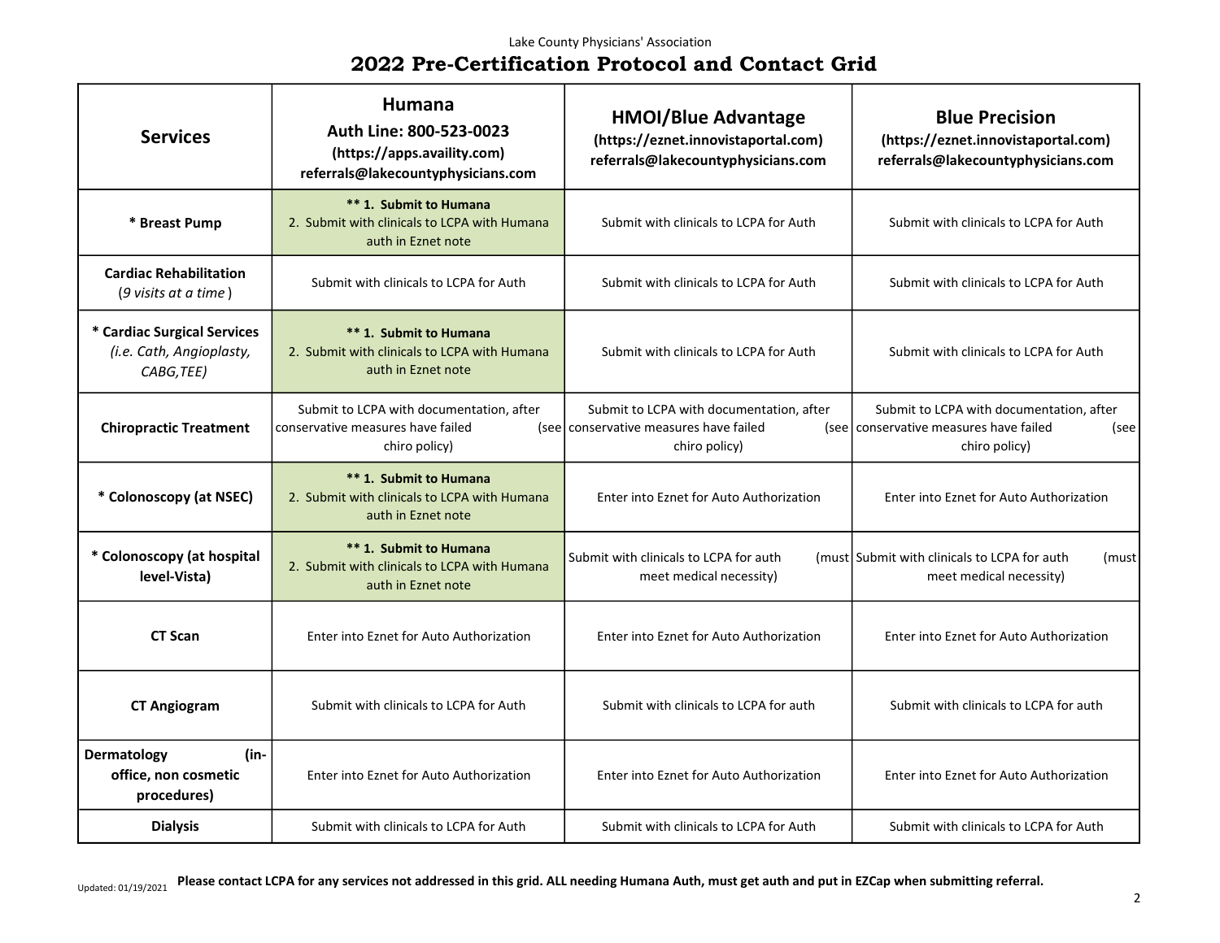Lake County Physicians' Association

# 2022 Pre-Certification Protocol and Contact Grid

| Services | Humana Auth Line: 800-523-0023 (https://apps.availity.com) referrals@lakecountyphysicians.com | HMOI/Blue Advantage (https://eznet.innovistaportal.com) referrals@lakecountyphysicians.com | Blue Precision (https://eznet.innovistaportal.com) referrals@lakecountyphysicians.com |
|---|---|---|---|
| **\* Breast Pump** | **\*\* 1. Submit to Humana** 2. Submit with clinicals to LCPA with Humana auth in Eznet note | Submit with clinicals to LCPA for Auth | Submit with clinicals to LCPA for Auth |
| **Cardiac Rehabilitation** (*9 visits at a time*) | Submit with clinicals to LCPA for Auth | Submit with clinicals to LCPA for Auth | Submit with clinicals to LCPA for Auth |
| **\* Cardiac Surgical Services** *(i.e. Cath, Angioplasty, CABG,TEE)* | **\*\* 1. Submit to Humana** 2. Submit with clinicals to LCPA with Humana auth in Eznet note | Submit with clinicals to LCPA for Auth | Submit with clinicals to LCPA for Auth |
| **Chiropractic Treatment** | Submit to LCPA with documentation, after conservative measures have failed (see chiro policy) | Submit to LCPA with documentation, after conservative measures have failed (see chiro policy) | Submit to LCPA with documentation, after conservative measures have failed (see chiro policy) |
| **\* Colonoscopy (at NSEC)** | **\*\* 1. Submit to Humana** 2. Submit with clinicals to LCPA with Humana auth in Eznet note | Enter into Eznet for Auto Authorization | Enter into Eznet for Auto Authorization |
| **\* Colonoscopy (at hospital level-Vista)** | **\*\* 1. Submit to Humana** 2. Submit with clinicals to LCPA with Humana auth in Eznet note | Submit with clinicals to LCPA for auth (must meet medical necessity) | Submit with clinicals to LCPA for auth (must meet medical necessity) |
| **CT Scan** | Enter into Eznet for Auto Authorization | Enter into Eznet for Auto Authorization | Enter into Eznet for Auto Authorization |
| **CT Angiogram** | Submit with clinicals to LCPA for Auth | Submit with clinicals to LCPA for auth | Submit with clinicals to LCPA for auth |
| **Dermatology (in-office, non cosmetic procedures)** | Enter into Eznet for Auto Authorization | Enter into Eznet for Auto Authorization | Enter into Eznet for Auto Authorization |
| **Dialysis** | Submit with clinicals to LCPA for Auth | Submit with clinicals to LCPA for Auth | Submit with clinicals to LCPA for Auth |

Updated: 01/19/2021 **Please contact LCPA for any services not addressed in this grid. ALL needing Humana Auth, must get auth and put in EZCap when submitting referral.**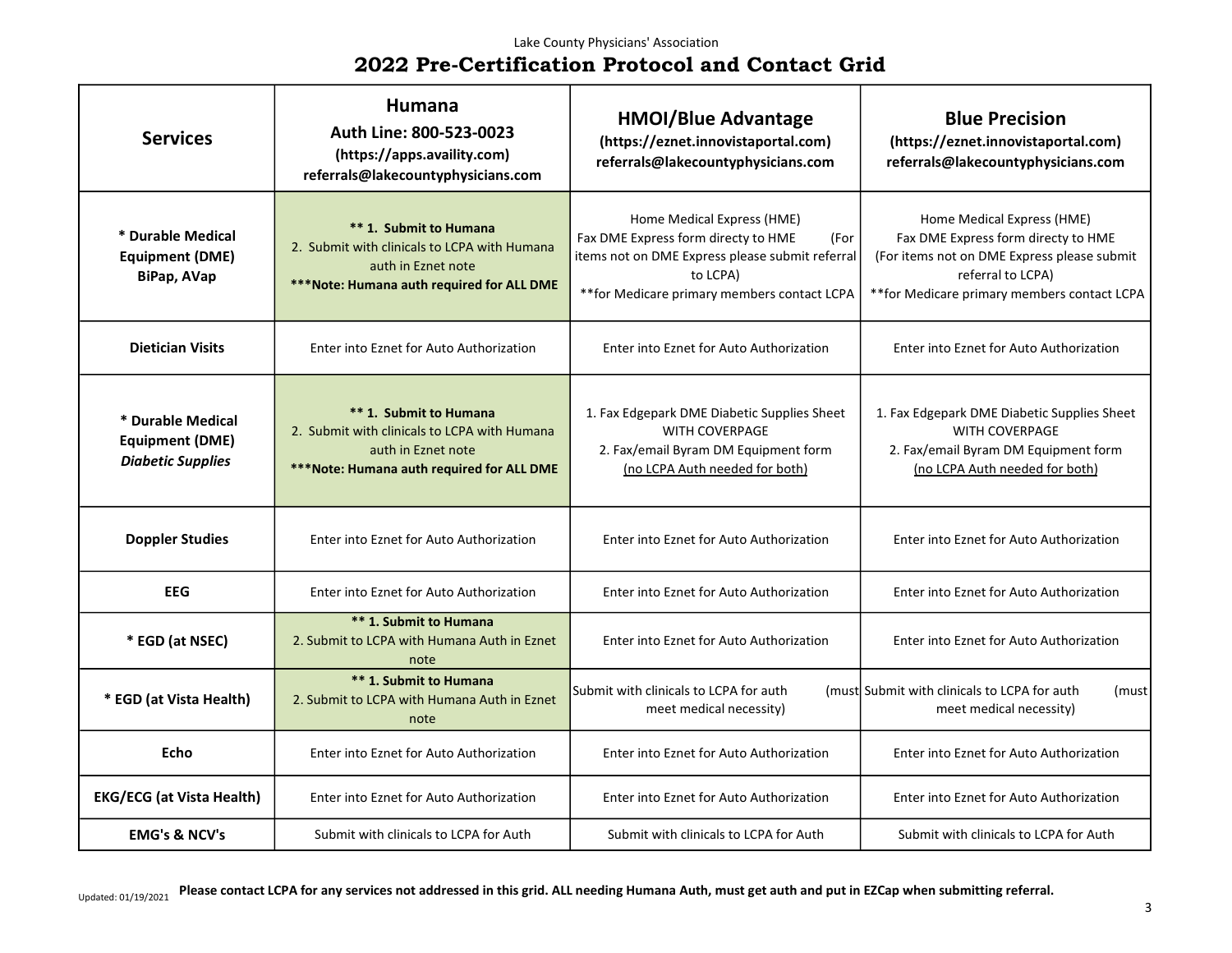Lake County Physicians' Association

# 2022 Pre-Certification Protocol and Contact Grid

| Services | Humana<br>Auth Line: 800-523-0023<br>(https://apps.availity.com)<br>referrals@lakecountyphysicians.com | HMOI/Blue Advantage<br>(https://eznet.innovistaportal.com)<br>referrals@lakecountyphysicians.com | Blue Precision<br>(https://eznet.innovistaportal.com)<br>referrals@lakecountyphysicians.com |
|---|---|---|---|
| **\* Durable Medical Equipment (DME) BiPap, AVap** | **\*\* 1. Submit to Humana**<br>2. Submit with clinicals to LCPA with Humana auth in Eznet note<br>**\*\*\*Note: Humana auth required for ALL DME** | Home Medical Express (HME)<br>Fax DME Express form directy to HME (For items not on DME Express please submit referral to LCPA)<br>\*\*for Medicare primary members contact LCPA | Home Medical Express (HME)<br>Fax DME Express form directy to HME<br>(For items not on DME Express please submit referral to LCPA)<br>\*\*for Medicare primary members contact LCPA |
| **Dietician Visits** | Enter into Eznet for Auto Authorization | Enter into Eznet for Auto Authorization | Enter into Eznet for Auto Authorization |
| **\* Durable Medical Equipment (DME)** ***Diabetic Supplies*** | **\*\* 1. Submit to Humana**<br>2. Submit with clinicals to LCPA with Humana auth in Eznet note<br>**\*\*\*Note: Humana auth required for ALL DME** | 1. Fax Edgepark DME Diabetic Supplies Sheet WITH COVERPAGE<br>2. Fax/email Byram DM Equipment form<br>(no LCPA Auth needed for both) | 1. Fax Edgepark DME Diabetic Supplies Sheet WITH COVERPAGE<br>2. Fax/email Byram DM Equipment form<br>(no LCPA Auth needed for both) |
| **Doppler Studies** | Enter into Eznet for Auto Authorization | Enter into Eznet for Auto Authorization | Enter into Eznet for Auto Authorization |
| **EEG** | Enter into Eznet for Auto Authorization | Enter into Eznet for Auto Authorization | Enter into Eznet for Auto Authorization |
| **\* EGD (at NSEC)** | **\*\* 1. Submit to Humana**<br>2. Submit to LCPA with Humana Auth in Eznet note | Enter into Eznet for Auto Authorization | Enter into Eznet for Auto Authorization |
| **\* EGD (at Vista Health)** | **\*\* 1. Submit to Humana**<br>2. Submit to LCPA with Humana Auth in Eznet note | Submit with clinicals to LCPA for auth (must meet medical necessity) | Submit with clinicals to LCPA for auth (must meet medical necessity) |
| **Echo** | Enter into Eznet for Auto Authorization | Enter into Eznet for Auto Authorization | Enter into Eznet for Auto Authorization |
| **EKG/ECG (at Vista Health)** | Enter into Eznet for Auto Authorization | Enter into Eznet for Auto Authorization | Enter into Eznet for Auto Authorization |
| **EMG's & NCV's** | Submit with clinicals to LCPA for Auth | Submit with clinicals to LCPA for Auth | Submit with clinicals to LCPA for Auth |

Updated: 01/19/2021 **Please contact LCPA for any services not addressed in this grid. ALL needing Humana Auth, must get auth and put in EZCap when submitting referral.**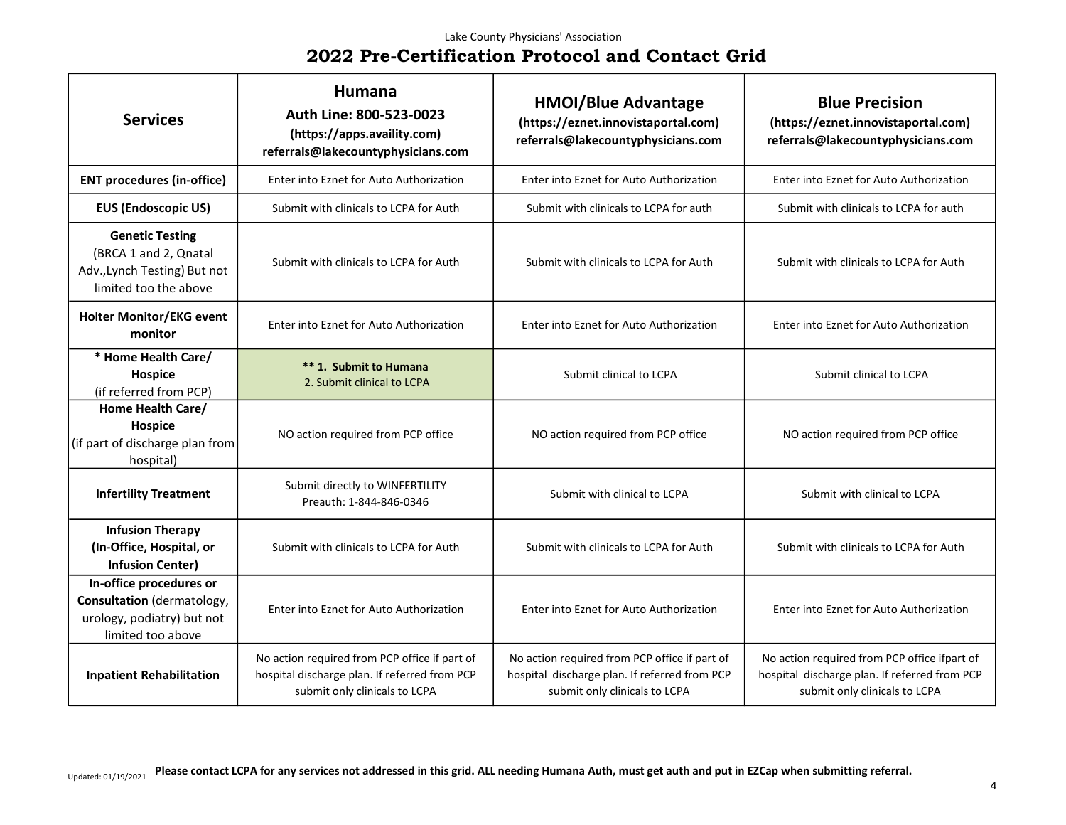Lake County Physicians' Association

# 2022 Pre-Certification Protocol and Contact Grid

| Services | Humana<br>Auth Line: 800-523-0023<br>(https://apps.availity.com)<br>referrals@lakecountyphysicians.com | HMOI/Blue Advantage<br>(https://eznet.innovistaportal.com)<br>referrals@lakecountyphysicians.com | Blue Precision<br>(https://eznet.innovistaportal.com)<br>referrals@lakecountyphysicians.com |
|---|---|---|---|
| **ENT procedures (in-office)** | Enter into Eznet for Auto Authorization | Enter into Eznet for Auto Authorization | Enter into Eznet for Auto Authorization |
| **EUS (Endoscopic US)** | Submit with clinicals to LCPA for Auth | Submit with clinicals to LCPA for auth | Submit with clinicals to LCPA for auth |
| **Genetic Testing** (BRCA 1 and 2, Qnatal Adv.,Lynch Testing) But not limited too the above | Submit with clinicals to LCPA for Auth | Submit with clinicals to LCPA for Auth | Submit with clinicals to LCPA for Auth |
| **Holter Monitor/EKG event monitor** | Enter into Eznet for Auto Authorization | Enter into Eznet for Auto Authorization | Enter into Eznet for Auto Authorization |
| **\* Home Health Care/ Hospice** (if referred from PCP) | **\*\* 1. Submit to Humana**<br>2. Submit clinical to LCPA | Submit clinical to LCPA | Submit clinical to LCPA |
| **Home Health Care/ Hospice** (if part of discharge plan from hospital) | NO action required from PCP office | NO action required from PCP office | NO action required from PCP office |
| **Infertility Treatment** | Submit directly to WINFERTILITY<br>Preauth: 1-844-846-0346 | Submit with clinical to LCPA | Submit with clinical to LCPA |
| **Infusion Therapy (In-Office, Hospital, or Infusion Center)** | Submit with clinicals to LCPA for Auth | Submit with clinicals to LCPA for Auth | Submit with clinicals to LCPA for Auth |
| **In-office procedures or Consultation** (dermatology, urology, podiatry) but not limited too above | Enter into Eznet for Auto Authorization | Enter into Eznet for Auto Authorization | Enter into Eznet for Auto Authorization |
| **Inpatient Rehabilitation** | No action required from PCP office if part of hospital discharge plan. If referred from PCP submit only clinicals to LCPA | No action required from PCP office if part of hospital discharge plan. If referred from PCP submit only clinicals to LCPA | No action required from PCP office ifpart of hospital discharge plan. If referred from PCP submit only clinicals to LCPA |

Updated: 01/19/2021 **Please contact LCPA for any services not addressed in this grid. ALL needing Humana Auth, must get auth and put in EZCap when submitting referral.**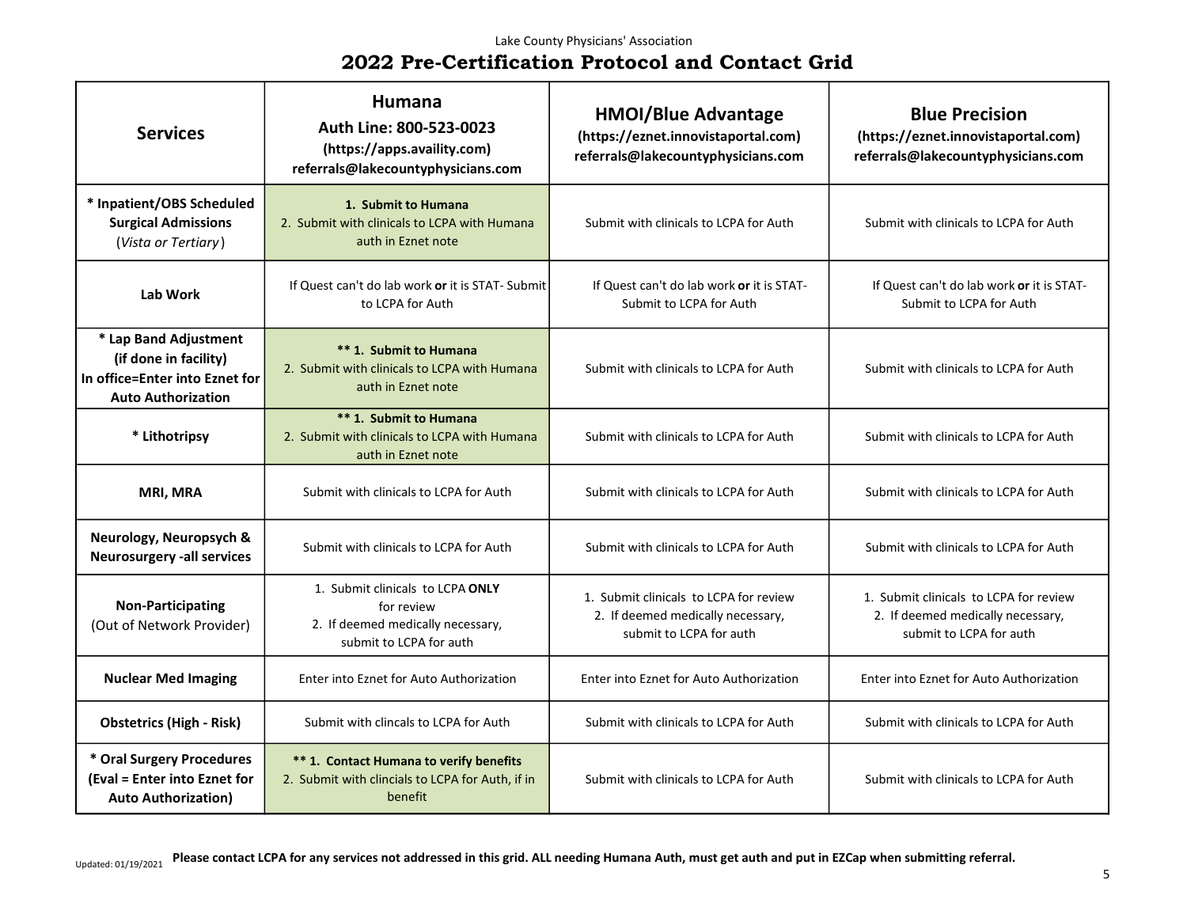Lake County Physicians' Association

# 2022 Pre-Certification Protocol and Contact Grid

| Services | Humana<br>Auth Line: 800-523-0023<br>(https://apps.availity.com)<br>referrals@lakecountyphysicians.com | HMOI/Blue Advantage<br>(https://eznet.innovistaportal.com)<br>referrals@lakecountyphysicians.com | Blue Precision<br>(https://eznet.innovistaportal.com)<br>referrals@lakecountyphysicians.com |
|---|---|---|---|
| **\* Inpatient/OBS Scheduled Surgical Admissions** (*Vista or Tertiary*) | **1. Submit to Humana**<br>2. Submit with clinicals to LCPA with Humana auth in Eznet note | Submit with clinicals to LCPA for Auth | Submit with clinicals to LCPA for Auth |
| **Lab Work** | If Quest can't do lab work **or** it is STAT- Submit to LCPA for Auth | If Quest can't do lab work **or** it is STAT- Submit to LCPA for Auth | If Quest can't do lab work **or** it is STAT- Submit to LCPA for Auth |
| **\* Lap Band Adjustment (if done in facility) In office=Enter into Eznet for Auto Authorization** | **\*\* 1. Submit to Humana**<br>2. Submit with clinicals to LCPA with Humana auth in Eznet note | Submit with clinicals to LCPA for Auth | Submit with clinicals to LCPA for Auth |
| **\* Lithotripsy** | **\*\* 1. Submit to Humana**<br>2. Submit with clinicals to LCPA with Humana auth in Eznet note | Submit with clinicals to LCPA for Auth | Submit with clinicals to LCPA for Auth |
| **MRI, MRA** | Submit with clinicals to LCPA for Auth | Submit with clinicals to LCPA for Auth | Submit with clinicals to LCPA for Auth |
| **Neurology, Neuropsych & Neurosurgery -all services** | Submit with clinicals to LCPA for Auth | Submit with clinicals to LCPA for Auth | Submit with clinicals to LCPA for Auth |
| **Non-Participating** (Out of Network Provider) | 1. Submit clinicals to LCPA **ONLY** for review<br>2. If deemed medically necessary, submit to LCPA for auth | 1. Submit clinicals to LCPA for review<br>2. If deemed medically necessary, submit to LCPA for auth | 1. Submit clinicals to LCPA for review<br>2. If deemed medically necessary, submit to LCPA for auth |
| **Nuclear Med Imaging** | Enter into Eznet for Auto Authorization | Enter into Eznet for Auto Authorization | Enter into Eznet for Auto Authorization |
| **Obstetrics (High - Risk)** | Submit with clincals to LCPA for Auth | Submit with clinicals to LCPA for Auth | Submit with clinicals to LCPA for Auth |
| **\* Oral Surgery Procedures (Eval = Enter into Eznet for Auto Authorization)** | **\*\* 1. Contact Humana to verify benefits**<br>2. Submit with clincials to LCPA for Auth, if in benefit | Submit with clinicals to LCPA for Auth | Submit with clinicals to LCPA for Auth |

Updated: 01/19/2021 **Please contact LCPA for any services not addressed in this grid. ALL needing Humana Auth, must get auth and put in EZCap when submitting referral.**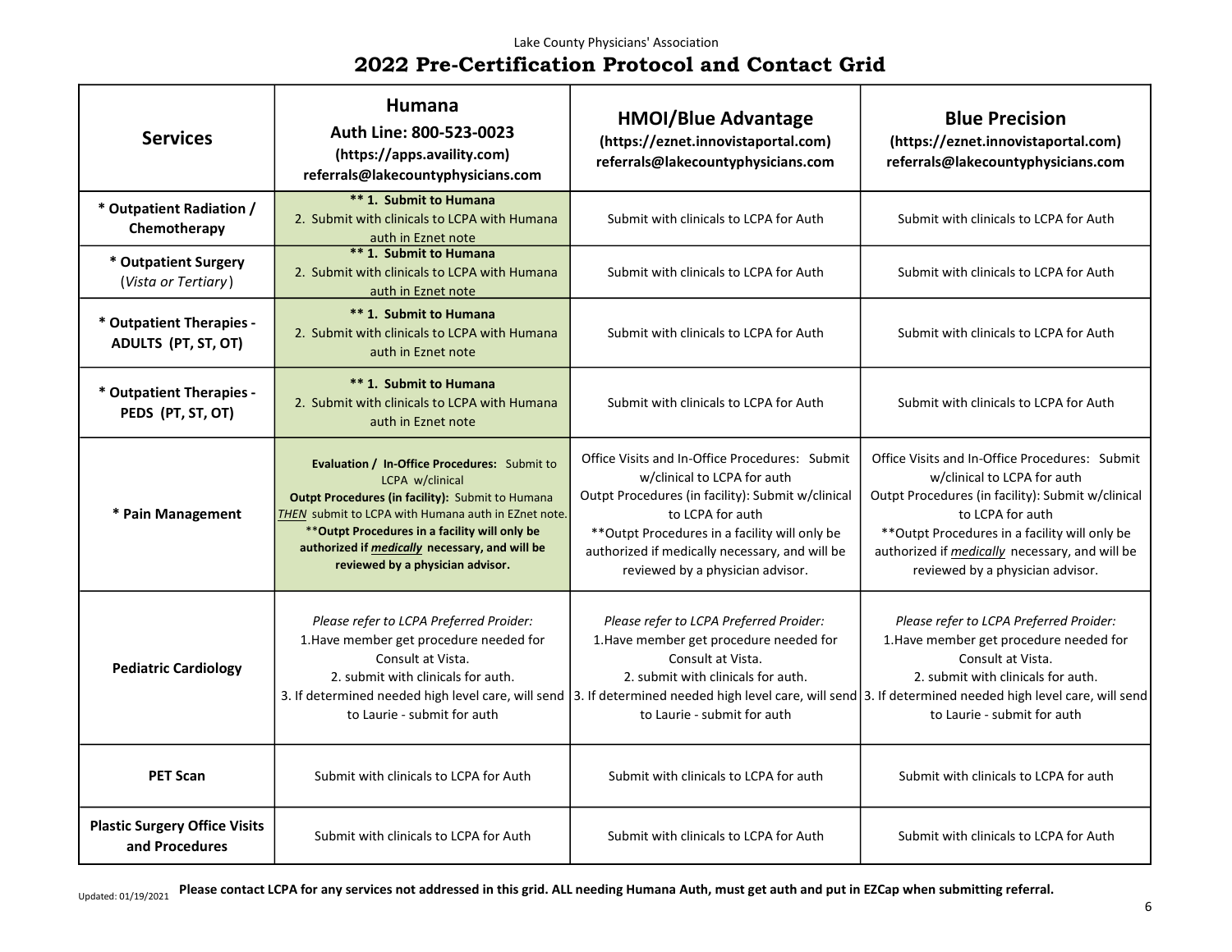Lake County Physicians' Association

# 2022 Pre-Certification Protocol and Contact Grid

| Services | Humana<br>Auth Line: 800-523-0023<br>(https://apps.availity.com)<br>referrals@lakecountyphysicians.com | HMOI/Blue Advantage<br>(https://eznet.innovistaportal.com)<br>referrals@lakecountyphysicians.com | Blue Precision<br>(https://eznet.innovistaportal.com)<br>referrals@lakecountyphysicians.com |
|---|---|---|---|
| **\* Outpatient Radiation / Chemotherapy** | **\*\* 1. Submit to Humana**<br>2. Submit with clinicals to LCPA with Humana auth in Eznet note | Submit with clinicals to LCPA for Auth | Submit with clinicals to LCPA for Auth |
| **\* Outpatient Surgery** (*Vista or Tertiary*) | **\*\* 1. Submit to Humana**<br>2. Submit with clinicals to LCPA with Humana auth in Eznet note | Submit with clinicals to LCPA for Auth | Submit with clinicals to LCPA for Auth |
| **\* Outpatient Therapies - ADULTS (PT, ST, OT)** | **\*\* 1. Submit to Humana**<br>2. Submit with clinicals to LCPA with Humana auth in Eznet note | Submit with clinicals to LCPA for Auth | Submit with clinicals to LCPA for Auth |
| **\* Outpatient Therapies - PEDS (PT, ST, OT)** | **\*\* 1. Submit to Humana**<br>2. Submit with clinicals to LCPA with Humana auth in Eznet note | Submit with clinicals to LCPA for Auth | Submit with clinicals to LCPA for Auth |
| **\* Pain Management** | **Evaluation / In-Office Procedures:** Submit to LCPA w/clinical<br>**Outpt Procedures (in facility):** Submit to Humana ***THEN*** submit to LCPA with Humana auth in EZnet note.<br>**\*\*Outpt Procedures in a facility will only be authorized if *medically* necessary, and will be reviewed by a physician advisor.** | Office Visits and In-Office Procedures: Submit w/clinical to LCPA for auth<br>Outpt Procedures (in facility): Submit w/clinical to LCPA for auth<br>\*\*Outpt Procedures in a facility will only be authorized if medically necessary, and will be reviewed by a physician advisor. | Office Visits and In-Office Procedures: Submit w/clinical to LCPA for auth<br>Outpt Procedures (in facility): Submit w/clinical to LCPA for auth<br>\*\*Outpt Procedures in a facility will only be authorized if *medically* necessary, and will be reviewed by a physician advisor. |
| **Pediatric Cardiology** | *Please refer to LCPA Preferred Proider:*<br>1.Have member get procedure needed for Consult at Vista.<br>2. submit with clinicals for auth.<br>3. If determined needed high level care, will send to Laurie - submit for auth | *Please refer to LCPA Preferred Proider:*<br>1.Have member get procedure needed for Consult at Vista.<br>2. submit with clinicals for auth.<br>3. If determined needed high level care, will send to Laurie - submit for auth | *Please refer to LCPA Preferred Proider:*<br>1.Have member get procedure needed for Consult at Vista.<br>2. submit with clinicals for auth.<br>3. If determined needed high level care, will send to Laurie - submit for auth |
| **PET Scan** | Submit with clinicals to LCPA for Auth | Submit with clinicals to LCPA for auth | Submit with clinicals to LCPA for auth |
| **Plastic Surgery Office Visits and Procedures** | Submit with clinicals to LCPA for Auth | Submit with clinicals to LCPA for Auth | Submit with clinicals to LCPA for Auth |

Updated: 01/19/2021 **Please contact LCPA for any services not addressed in this grid. ALL needing Humana Auth, must get auth and put in EZCap when submitting referral.**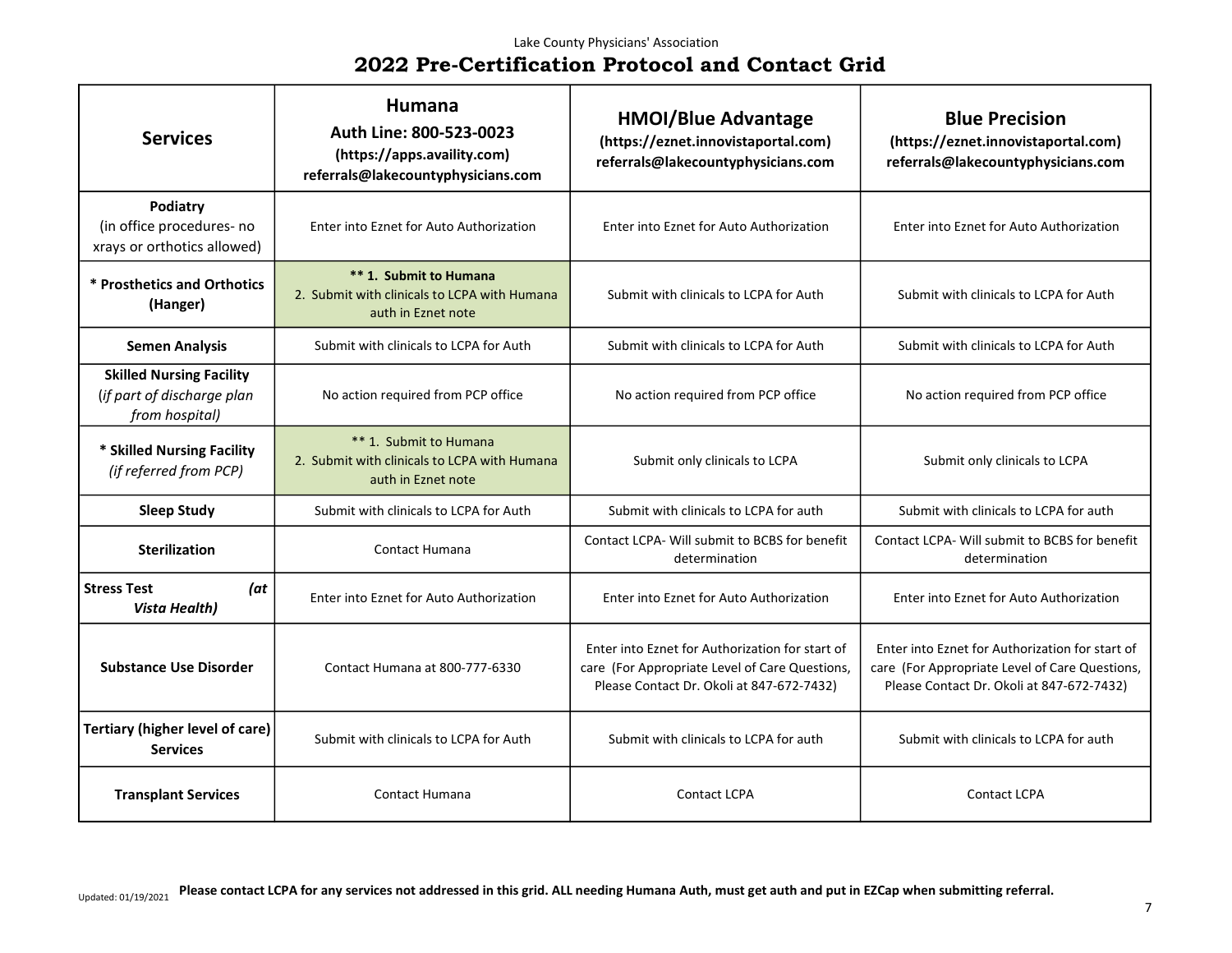Lake County Physicians' Association

# 2022 Pre-Certification Protocol and Contact Grid

| Services | Humana<br>Auth Line: 800-523-0023<br>(https://apps.availity.com)<br>referrals@lakecountyphysicians.com | HMOI/Blue Advantage<br>(https://eznet.innovistaportal.com)<br>referrals@lakecountyphysicians.com | Blue Precision<br>(https://eznet.innovistaportal.com)<br>referrals@lakecountyphysicians.com |
|---|---|---|---|
| **Podiatry**<br>(in office procedures- no xrays or orthotics allowed) | Enter into Eznet for Auto Authorization | Enter into Eznet for Auto Authorization | Enter into Eznet for Auto Authorization |
| **\* Prosthetics and Orthotics (Hanger)** | **\*\* 1. Submit to Humana**<br>2. Submit with clinicals to LCPA with Humana auth in Eznet note | Submit with clinicals to LCPA for Auth | Submit with clinicals to LCPA for Auth |
| **Semen Analysis** | Submit with clinicals to LCPA for Auth | Submit with clinicals to LCPA for Auth | Submit with clinicals to LCPA for Auth |
| **Skilled Nursing Facility**<br>*(if part of discharge plan from hospital)* | No action required from PCP office | No action required from PCP office | No action required from PCP office |
| **\* Skilled Nursing Facility**<br>*(if referred from PCP)* | \*\* 1. Submit to Humana<br>2. Submit with clinicals to LCPA with Humana auth in Eznet note | Submit only clinicals to LCPA | Submit only clinicals to LCPA |
| **Sleep Study** | Submit with clinicals to LCPA for Auth | Submit with clinicals to LCPA for auth | Submit with clinicals to LCPA for auth |
| **Sterilization** | Contact Humana | Contact LCPA- Will submit to BCBS for benefit determination | Contact LCPA- Will submit to BCBS for benefit determination |
| **Stress Test *(at Vista Health)*** | Enter into Eznet for Auto Authorization | Enter into Eznet for Auto Authorization | Enter into Eznet for Auto Authorization |
| **Substance Use Disorder** | Contact Humana at 800-777-6330 | Enter into Eznet for Authorization for start of care (For Appropriate Level of Care Questions, Please Contact Dr. Okoli at 847-672-7432) | Enter into Eznet for Authorization for start of care (For Appropriate Level of Care Questions, Please Contact Dr. Okoli at 847-672-7432) |
| **Tertiary (higher level of care) Services** | Submit with clinicals to LCPA for Auth | Submit with clinicals to LCPA for auth | Submit with clinicals to LCPA for auth |
| **Transplant Services** | Contact Humana | Contact LCPA | Contact LCPA |

Updated: 01/19/2021

**Please contact LCPA for any services not addressed in this grid. ALL needing Humana Auth, must get auth and put in EZCap when submitting referral.**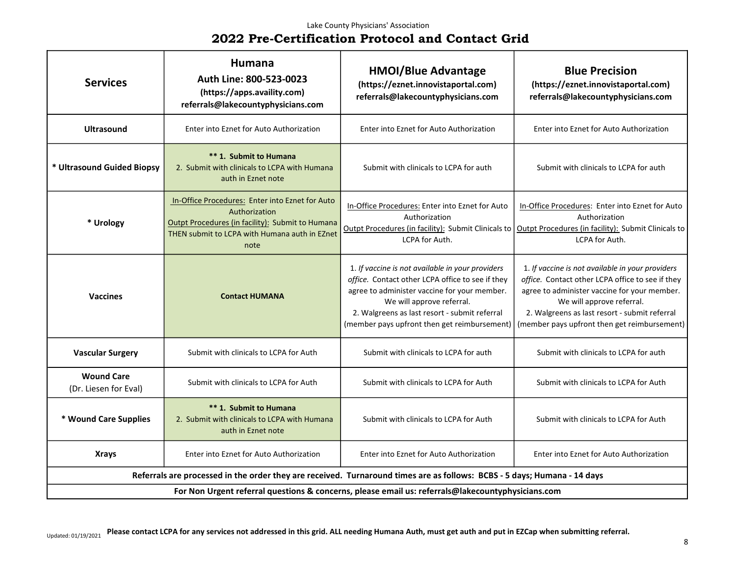Lake County Physicians' Association

# 2022 Pre-Certification Protocol and Contact Grid

| Services | Humana<br>Auth Line: 800-523-0023<br>(https://apps.availity.com)<br>referrals@lakecountyphysicians.com | HMOI/Blue Advantage<br>(https://eznet.innovistaportal.com)<br>referrals@lakecountyphysicians.com | Blue Precision<br>(https://eznet.innovistaportal.com)<br>referrals@lakecountyphysicians.com |
|---|---|---|---|
| **Ultrasound** | Enter into Eznet for Auto Authorization | Enter into Eznet for Auto Authorization | Enter into Eznet for Auto Authorization |
| *** Ultrasound Guided Biopsy** | **** 1. Submit to Humana**<br>2. Submit with clinicals to LCPA with Humana auth in Eznet note | Submit with clinicals to LCPA for auth | Submit with clinicals to LCPA for auth |
| *** Urology** | In-Office Procedures: Enter into Eznet for Auto Authorization<br>Outpt Procedures (in facility): Submit to Humana THEN submit to LCPA with Humana auth in EZnet note | In-Office Procedures: Enter into Eznet for Auto Authorization<br>Outpt Procedures (in facility): Submit Clinicals to LCPA for Auth. | In-Office Procedures: Enter into Eznet for Auto Authorization<br>Outpt Procedures (in facility): Submit Clinicals to LCPA for Auth. |
| **Vaccines** | **Contact HUMANA** | 1. *If vaccine is not available in your providers office.* Contact other LCPA office to see if they agree to administer vaccine for your member. We will approve referral.<br>2. Walgreens as last resort - submit referral (member pays upfront then get reimbursement) | 1. *If vaccine is not available in your providers office.* Contact other LCPA office to see if they agree to administer vaccine for your member. We will approve referral.<br>2. Walgreens as last resort - submit referral (member pays upfront then get reimbursement) |
| **Vascular Surgery** | Submit with clinicals to LCPA for Auth | Submit with clinicals to LCPA for auth | Submit with clinicals to LCPA for auth |
| **Wound Care**<br>(Dr. Liesen for Eval) | Submit with clinicals to LCPA for Auth | Submit with clinicals to LCPA for Auth | Submit with clinicals to LCPA for Auth |
| *** Wound Care Supplies** | **** 1. Submit to Humana**<br>2. Submit with clinicals to LCPA with Humana auth in Eznet note | Submit with clinicals to LCPA for Auth | Submit with clinicals to LCPA for Auth |
| **Xrays** | Enter into Eznet for Auto Authorization | Enter into Eznet for Auto Authorization | Enter into Eznet for Auto Authorization |
| **Referrals are processed in the order they are received. Turnaround times are as follows: BCBS - 5 days; Humana - 14 days** | | | |
| **For Non Urgent referral questions & concerns, please email us: referrals@lakecountyphysicians.com** | | | |

Updated: 01/19/2021

**Please contact LCPA for any services not addressed in this grid. ALL needing Humana Auth, must get auth and put in EZCap when submitting referral.**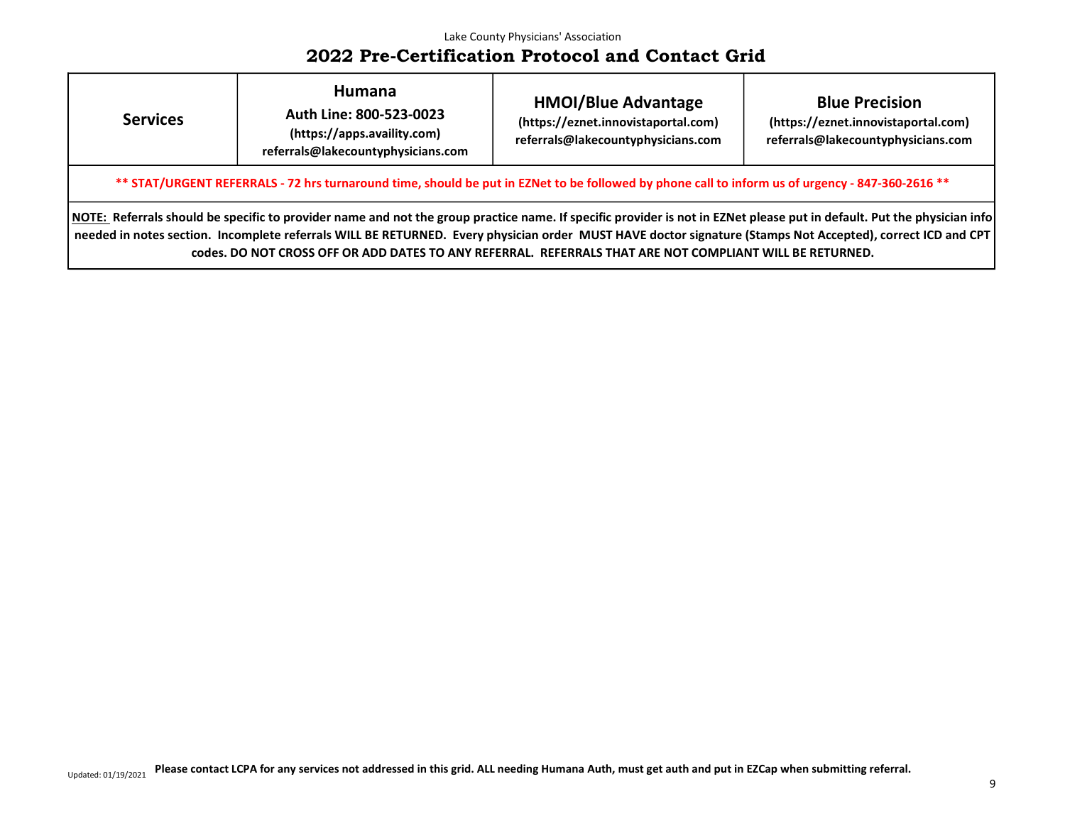Lake County Physicians' Association

# 2022 Pre-Certification Protocol and Contact Grid

| Services | Humana<br>Auth Line: 800-523-0023<br>(https://apps.availity.com)<br>referrals@lakecountyphysicians.com | HMOI/Blue Advantage<br>(https://eznet.innovistaportal.com)<br>referrals@lakecountyphysicians.com | Blue Precision<br>(https://eznet.innovistaportal.com)<br>referrals@lakecountyphysicians.com |
|---|---|---|---|
| ** STAT/URGENT REFERRALS - 72 hrs turnaround time, should be put in EZNet to be followed by phone call to inform us of urgency - 847-360-2616 ** | | | |
| **NOTE:** Referrals should be specific to provider name and not the group practice name. If specific provider is not in EZNet please put in default. Put the physician info needed in notes section. Incomplete referrals WILL BE RETURNED. Every physician order MUST HAVE doctor signature (Stamps Not Accepted), correct ICD and CPT codes. DO NOT CROSS OFF OR ADD DATES TO ANY REFERRAL. REFERRALS THAT ARE NOT COMPLIANT WILL BE RETURNED. | | | |

Updated: 01/19/2021

**Please contact LCPA for any services not addressed in this grid. ALL needing Humana Auth, must get auth and put in EZCap when submitting referral.**